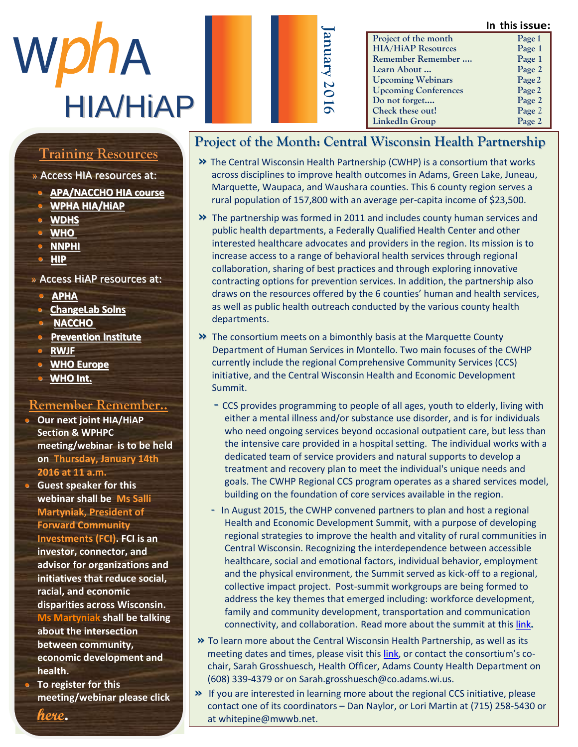# wphA HIA/HiAP

January 2016

**In this issue:**

| | |
|---|---|
| Project of the month | Page 1 |
| HIA/HiAP Resources | Page 1 |
| Remember Remember .... | Page 1 |
| Learn About ... | Page 2 |
| Upcoming Webinars | Page 2 |
| Upcoming Conferences | Page 2 |
| Do not forget.... | Page 2 |
| Check these out! | Page 2 |
| LinkedIn Group | Page 2 |

## Training Resources

» Access HIA resources at:

- **APA/NACCHO HIA course**
- **WPHA HIA/HiAP**
- **WDHS**
- **WHO**
- **NNPHI**
- **HIP**

» Access HiAP resources at:

- **APHA**
- **ChangeLab Solns**
- **NACCHO**
- **Prevention Institute**
- **RWJF**
- **WHO Europe**
- **WHO Int.**

## Remember Remember..

- **Our next joint HIA/HiAP Section & WPHPC meeting/webinar is to be held on Thursday, January 14th 2016 at 11 a.m.**
- **Guest speaker for this webinar shall be Ms Salli Martyniak, President of Forward Community Investments (FCI). FCI is an investor, connector, and advisor for organizations and initiatives that reduce social, racial, and economic disparities across Wisconsin. Ms Martyniak shall be talking about the intersection between community, economic development and health.**
- **To register for this meeting/webinar please click *here*.**

## Project of the Month: Central Wisconsin Health Partnership

» The Central Wisconsin Health Partnership (CWHP) is a consortium that works across disciplines to improve health outcomes in Adams, Green Lake, Juneau, Marquette, Waupaca, and Waushara counties. This 6 county region serves a rural population of 157,800 with an average per-capita income of $23,500.

» The partnership was formed in 2011 and includes county human services and public health departments, a Federally Qualified Health Center and other interested healthcare advocates and providers in the region. Its mission is to increase access to a range of behavioral health services through regional collaboration, sharing of best practices and through exploring innovative contracting options for prevention services. In addition, the partnership also draws on the resources offered by the 6 counties' human and health services, as well as public health outreach conducted by the various county health departments.

» The consortium meets on a bimonthly basis at the Marquette County Department of Human Services in Montello. Two main focuses of the CWHP currently include the regional Comprehensive Community Services (CCS) initiative, and the Central Wisconsin Health and Economic Development Summit.

- CCS provides programming to people of all ages, youth to elderly, living with either a mental illness and/or substance use disorder, and is for individuals who need ongoing services beyond occasional outpatient care, but less than the intensive care provided in a hospital setting. The individual works with a dedicated team of service providers and natural supports to develop a treatment and recovery plan to meet the individual's unique needs and goals. The CWHP Regional CCS program operates as a shared services model, building on the foundation of core services available in the region.
- In August 2015, the CWHP convened partners to plan and host a regional Health and Economic Development Summit, with a purpose of developing regional strategies to improve the health and vitality of rural communities in Central Wisconsin. Recognizing the interdependence between accessible healthcare, social and emotional factors, individual behavior, employment and the physical environment, the Summit served as kick-off to a regional, collective impact project. Post-summit workgroups are being formed to address the key themes that emerged including: workforce development, family and community development, transportation and communication connectivity, and collaboration. Read more about the summit at this link.

» To learn more about the Central Wisconsin Health Partnership, as well as its meeting dates and times, please visit this link, or contact the consortium's co-chair, Sarah Grosshuesch, Health Officer, Adams County Health Department on (608) 339-4379 or on Sarah.grosshuesch@co.adams.wi.us.

» If you are interested in learning more about the regional CCS initiative, please contact one of its coordinators – Dan Naylor, or Lori Martin at (715) 258-5430 or at whitepine@mwwb.net.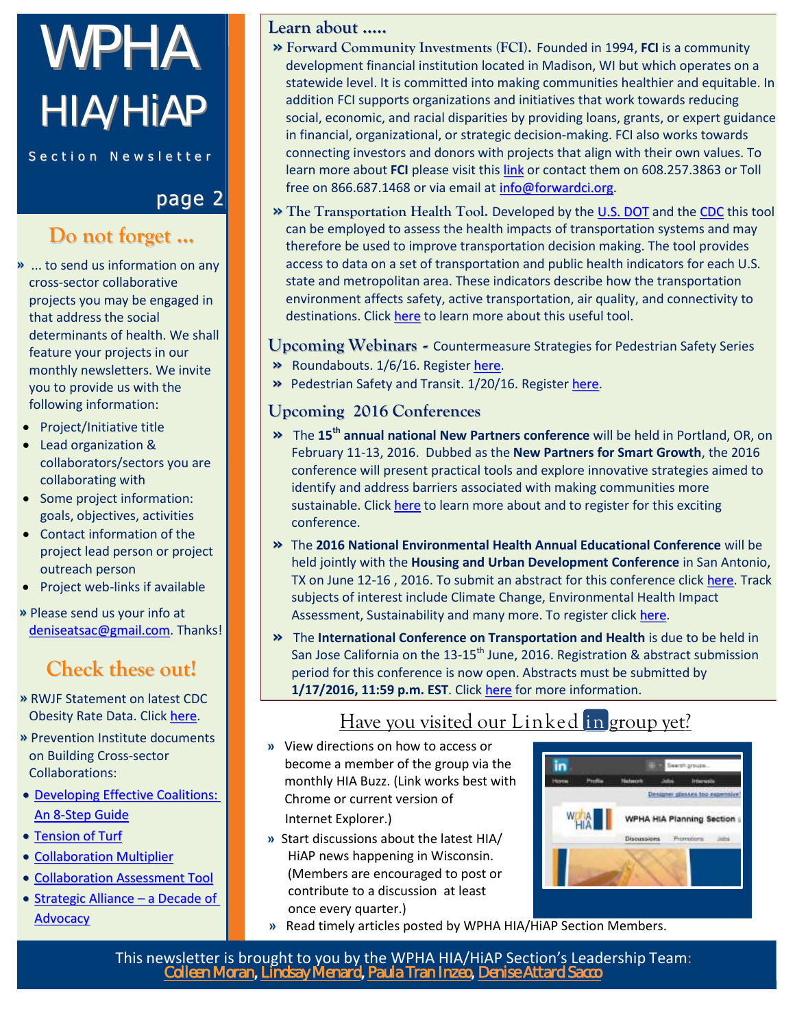# WPHA HIA/HiAP

Section Newsletter

## Do not forget ...

» ... to send us information on any cross-sector collaborative projects you may be engaged in that address the social determinants of health. We shall feature your projects in our monthly newsletters. We invite you to provide us with the following information:

- Project/Initiative title
- Lead organization & collaborators/sectors you are collaborating with
- Some project information: goals, objectives, activities
- Contact information of the project lead person or project outreach person
- Project web-links if available

» Please send us your info at deniseatsac@gmail.com. Thanks!

## Check these out!

» RWJF Statement on latest CDC Obesity Rate Data. Click here.

» Prevention Institute documents on Building Cross-sector Collaborations:

- Developing Effective Coalitions: An 8-Step Guide
- Tension of Turf
- Collaboration Multiplier
- Collaboration Assessment Tool
- Strategic Alliance – a Decade of Advocacy

## Learn about .....

» **Forward Community Investments (FCI).** Founded in 1994, **FCI** is a community development financial institution located in Madison, WI but which operates on a statewide level. It is committed into making communities healthier and equitable. In addition FCI supports organizations and initiatives that work towards reducing social, economic, and racial disparities by providing loans, grants, or expert guidance in financial, organizational, or strategic decision-making. FCI also works towards connecting investors and donors with projects that align with their own values. To learn more about **FCI** please visit this link or contact them on 608.257.3863 or Toll free on 866.687.1468 or via email at info@forwardci.org.

» **The Transportation Health Tool.** Developed by the U.S. DOT and the CDC this tool can be employed to assess the health impacts of transportation systems and may therefore be used to improve transportation decision making. The tool provides access to data on a set of transportation and public health indicators for each U.S. state and metropolitan area. These indicators describe how the transportation environment affects safety, active transportation, air quality, and connectivity to destinations. Click here to learn more about this useful tool.

## Upcoming Webinars - Countermeasure Strategies for Pedestrian Safety Series

» Roundabouts. 1/6/16. Register here.

» Pedestrian Safety and Transit. 1/20/16. Register here.

## Upcoming 2016 Conferences

» The **15th annual national New Partners conference** will be held in Portland, OR, on February 11-13, 2016. Dubbed as the **New Partners for Smart Growth**, the 2016 conference will present practical tools and explore innovative strategies aimed to identify and address barriers associated with making communities more sustainable. Click here to learn more about and to register for this exciting conference.

» The **2016 National Environmental Health Annual Educational Conference** will be held jointly with the **Housing and Urban Development Conference** in San Antonio, TX on June 12-16 , 2016. To submit an abstract for this conference click here. Track subjects of interest include Climate Change, Environmental Health Impact Assessment, Sustainability and many more. To register click here.

» The **International Conference on Transportation and Health** is due to be held in San Jose California on the 13-15th June, 2016. Registration & abstract submission period for this conference is now open. Abstracts must be submitted by **1/17/2016, 11:59 p.m. EST**. Click here for more information.

## Have you visited our LinkedIn group yet?

» View directions on how to access or become a member of the group via the monthly HIA Buzz. (Link works best with Chrome or current version of Internet Explorer.)

» Start discussions about the latest HIA/ HiAP news happening in Wisconsin. (Members are encouraged to post or contribute to a discussion at least once every quarter.)

» Read timely articles posted by WPHA HIA/HiAP Section Members.

This newsletter is brought to you by the WPHA HIA/HiAP Section's Leadership Team: Colleen Moran, Lindsay Menard, Paula Tran Inzeo, Denise Attard Sacco